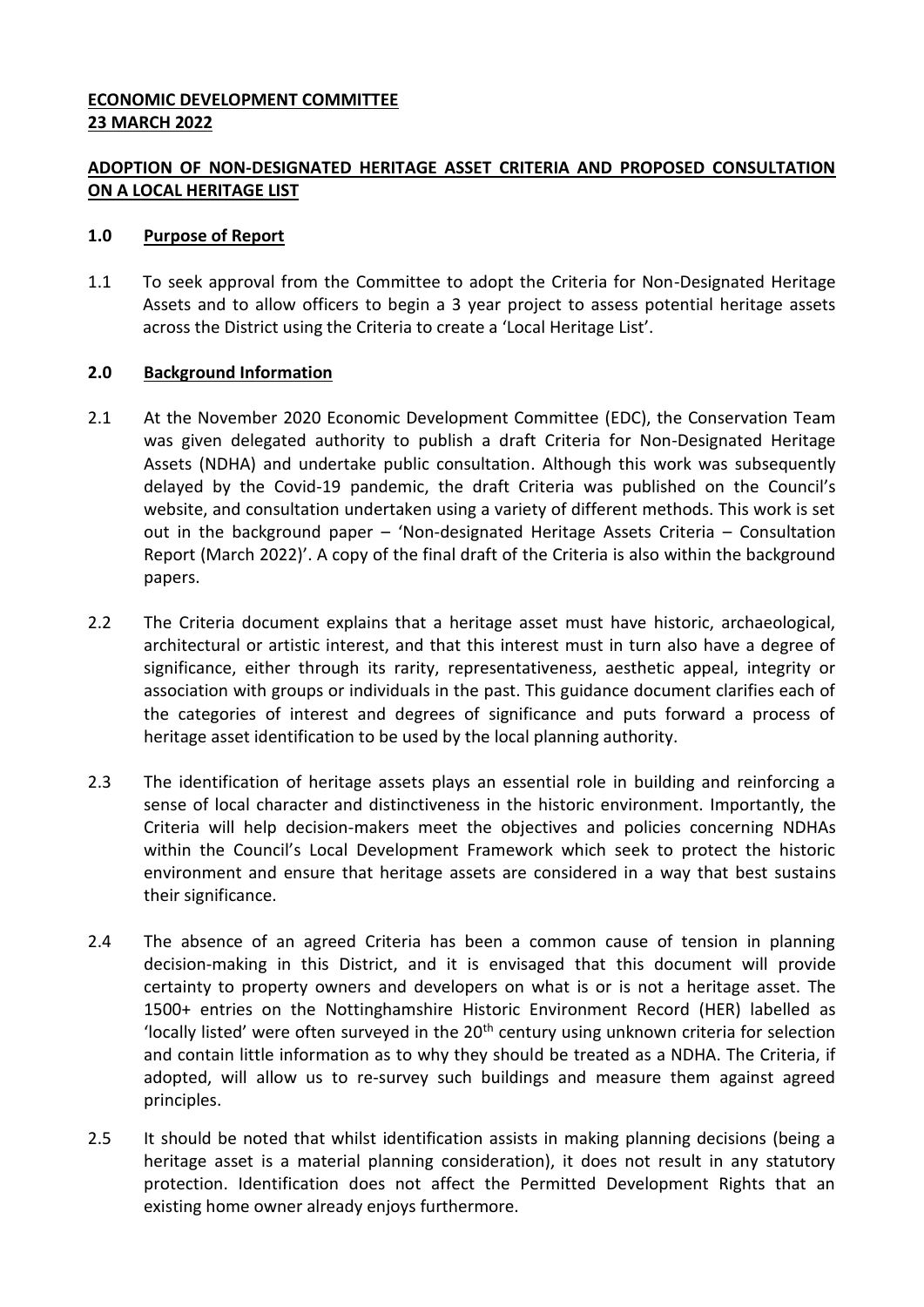**ECONOMIC DEVELOPMENT COMMITTEE**
**23 MARCH 2022**

**ADOPTION OF NON-DESIGNATED HERITAGE ASSET CRITERIA AND PROPOSED CONSULTATION ON A LOCAL HERITAGE LIST**

## 1.0 Purpose of Report

1.1 To seek approval from the Committee to adopt the Criteria for Non-Designated Heritage Assets and to allow officers to begin a 3 year project to assess potential heritage assets across the District using the Criteria to create a 'Local Heritage List'.

## 2.0 Background Information

2.1 At the November 2020 Economic Development Committee (EDC), the Conservation Team was given delegated authority to publish a draft Criteria for Non-Designated Heritage Assets (NDHA) and undertake public consultation. Although this work was subsequently delayed by the Covid-19 pandemic, the draft Criteria was published on the Council's website, and consultation undertaken using a variety of different methods. This work is set out in the background paper – 'Non-designated Heritage Assets Criteria – Consultation Report (March 2022)'. A copy of the final draft of the Criteria is also within the background papers.

2.2 The Criteria document explains that a heritage asset must have historic, archaeological, architectural or artistic interest, and that this interest must in turn also have a degree of significance, either through its rarity, representativeness, aesthetic appeal, integrity or association with groups or individuals in the past. This guidance document clarifies each of the categories of interest and degrees of significance and puts forward a process of heritage asset identification to be used by the local planning authority.

2.3 The identification of heritage assets plays an essential role in building and reinforcing a sense of local character and distinctiveness in the historic environment. Importantly, the Criteria will help decision-makers meet the objectives and policies concerning NDHAs within the Council's Local Development Framework which seek to protect the historic environment and ensure that heritage assets are considered in a way that best sustains their significance.

2.4 The absence of an agreed Criteria has been a common cause of tension in planning decision-making in this District, and it is envisaged that this document will provide certainty to property owners and developers on what is or is not a heritage asset. The 1500+ entries on the Nottinghamshire Historic Environment Record (HER) labelled as 'locally listed' were often surveyed in the 20th century using unknown criteria for selection and contain little information as to why they should be treated as a NDHA. The Criteria, if adopted, will allow us to re-survey such buildings and measure them against agreed principles.

2.5 It should be noted that whilst identification assists in making planning decisions (being a heritage asset is a material planning consideration), it does not result in any statutory protection. Identification does not affect the Permitted Development Rights that an existing home owner already enjoys furthermore.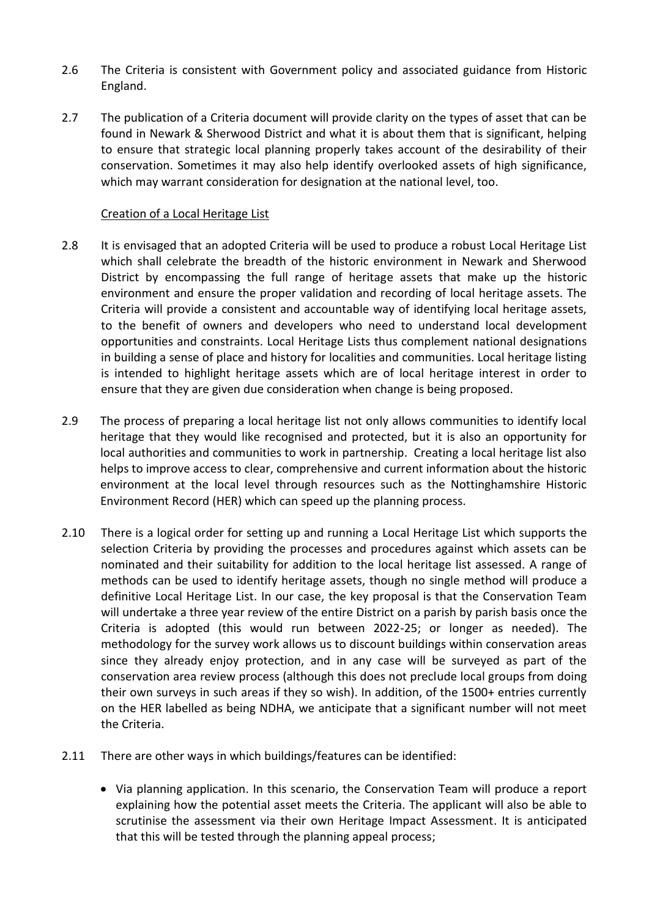2.6 The Criteria is consistent with Government policy and associated guidance from Historic England.

2.7 The publication of a Criteria document will provide clarity on the types of asset that can be found in Newark & Sherwood District and what it is about them that is significant, helping to ensure that strategic local planning properly takes account of the desirability of their conservation. Sometimes it may also help identify overlooked assets of high significance, which may warrant consideration for designation at the national level, too.

Creation of a Local Heritage List

2.8 It is envisaged that an adopted Criteria will be used to produce a robust Local Heritage List which shall celebrate the breadth of the historic environment in Newark and Sherwood District by encompassing the full range of heritage assets that make up the historic environment and ensure the proper validation and recording of local heritage assets. The Criteria will provide a consistent and accountable way of identifying local heritage assets, to the benefit of owners and developers who need to understand local development opportunities and constraints. Local Heritage Lists thus complement national designations in building a sense of place and history for localities and communities. Local heritage listing is intended to highlight heritage assets which are of local heritage interest in order to ensure that they are given due consideration when change is being proposed.

2.9 The process of preparing a local heritage list not only allows communities to identify local heritage that they would like recognised and protected, but it is also an opportunity for local authorities and communities to work in partnership. Creating a local heritage list also helps to improve access to clear, comprehensive and current information about the historic environment at the local level through resources such as the Nottinghamshire Historic Environment Record (HER) which can speed up the planning process.

2.10 There is a logical order for setting up and running a Local Heritage List which supports the selection Criteria by providing the processes and procedures against which assets can be nominated and their suitability for addition to the local heritage list assessed. A range of methods can be used to identify heritage assets, though no single method will produce a definitive Local Heritage List. In our case, the key proposal is that the Conservation Team will undertake a three year review of the entire District on a parish by parish basis once the Criteria is adopted (this would run between 2022-25; or longer as needed). The methodology for the survey work allows us to discount buildings within conservation areas since they already enjoy protection, and in any case will be surveyed as part of the conservation area review process (although this does not preclude local groups from doing their own surveys in such areas if they so wish). In addition, of the 1500+ entries currently on the HER labelled as being NDHA, we anticipate that a significant number will not meet the Criteria.

2.11 There are other ways in which buildings/features can be identified:

- Via planning application. In this scenario, the Conservation Team will produce a report explaining how the potential asset meets the Criteria. The applicant will also be able to scrutinise the assessment via their own Heritage Impact Assessment. It is anticipated that this will be tested through the planning appeal process;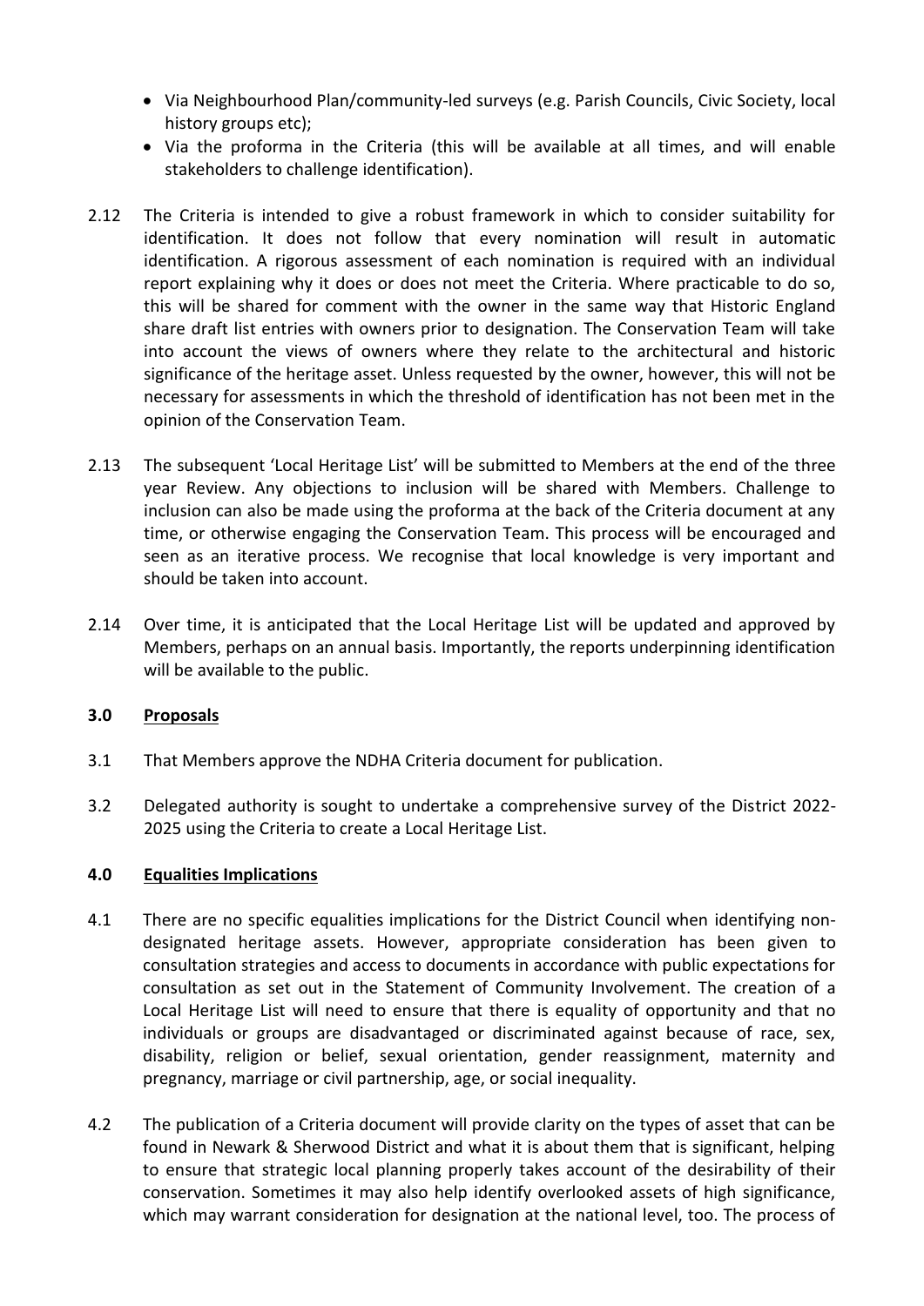- Via Neighbourhood Plan/community-led surveys (e.g. Parish Councils, Civic Society, local history groups etc);
- Via the proforma in the Criteria (this will be available at all times, and will enable stakeholders to challenge identification).

2.12 The Criteria is intended to give a robust framework in which to consider suitability for identification. It does not follow that every nomination will result in automatic identification. A rigorous assessment of each nomination is required with an individual report explaining why it does or does not meet the Criteria. Where practicable to do so, this will be shared for comment with the owner in the same way that Historic England share draft list entries with owners prior to designation. The Conservation Team will take into account the views of owners where they relate to the architectural and historic significance of the heritage asset. Unless requested by the owner, however, this will not be necessary for assessments in which the threshold of identification has not been met in the opinion of the Conservation Team.

2.13 The subsequent 'Local Heritage List' will be submitted to Members at the end of the three year Review. Any objections to inclusion will be shared with Members. Challenge to inclusion can also be made using the proforma at the back of the Criteria document at any time, or otherwise engaging the Conservation Team. This process will be encouraged and seen as an iterative process. We recognise that local knowledge is very important and should be taken into account.

2.14 Over time, it is anticipated that the Local Heritage List will be updated and approved by Members, perhaps on an annual basis. Importantly, the reports underpinning identification will be available to the public.

## 3.0 Proposals

3.1 That Members approve the NDHA Criteria document for publication.

3.2 Delegated authority is sought to undertake a comprehensive survey of the District 2022-2025 using the Criteria to create a Local Heritage List.

## 4.0 Equalities Implications

4.1 There are no specific equalities implications for the District Council when identifying non-designated heritage assets. However, appropriate consideration has been given to consultation strategies and access to documents in accordance with public expectations for consultation as set out in the Statement of Community Involvement. The creation of a Local Heritage List will need to ensure that there is equality of opportunity and that no individuals or groups are disadvantaged or discriminated against because of race, sex, disability, religion or belief, sexual orientation, gender reassignment, maternity and pregnancy, marriage or civil partnership, age, or social inequality.

4.2 The publication of a Criteria document will provide clarity on the types of asset that can be found in Newark & Sherwood District and what it is about them that is significant, helping to ensure that strategic local planning properly takes account of the desirability of their conservation. Sometimes it may also help identify overlooked assets of high significance, which may warrant consideration for designation at the national level, too. The process of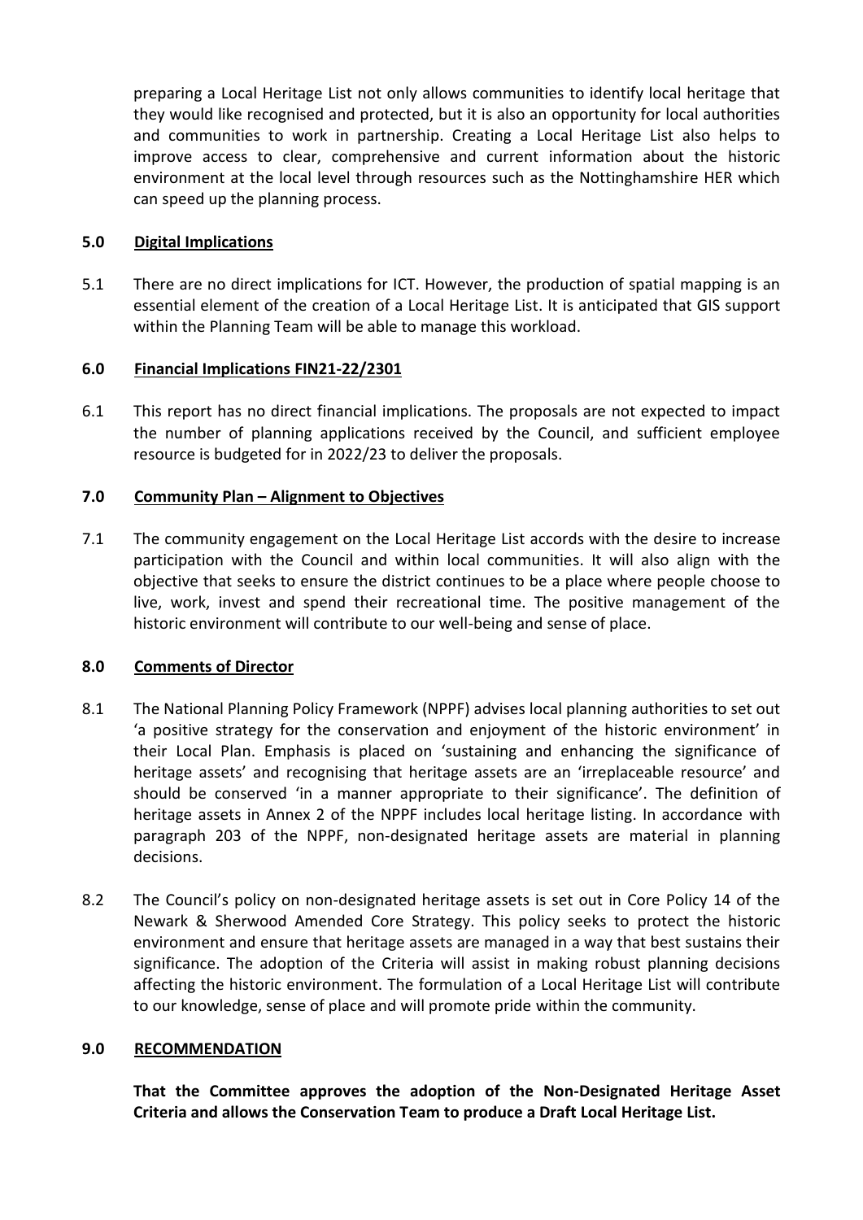preparing a Local Heritage List not only allows communities to identify local heritage that they would like recognised and protected, but it is also an opportunity for local authorities and communities to work in partnership. Creating a Local Heritage List also helps to improve access to clear, comprehensive and current information about the historic environment at the local level through resources such as the Nottinghamshire HER which can speed up the planning process.

## 5.0 Digital Implications

5.1 There are no direct implications for ICT. However, the production of spatial mapping is an essential element of the creation of a Local Heritage List. It is anticipated that GIS support within the Planning Team will be able to manage this workload.

## 6.0 Financial Implications FIN21-22/2301

6.1 This report has no direct financial implications. The proposals are not expected to impact the number of planning applications received by the Council, and sufficient employee resource is budgeted for in 2022/23 to deliver the proposals.

## 7.0 Community Plan – Alignment to Objectives

7.1 The community engagement on the Local Heritage List accords with the desire to increase participation with the Council and within local communities. It will also align with the objective that seeks to ensure the district continues to be a place where people choose to live, work, invest and spend their recreational time. The positive management of the historic environment will contribute to our well-being and sense of place.

## 8.0 Comments of Director

8.1 The National Planning Policy Framework (NPPF) advises local planning authorities to set out 'a positive strategy for the conservation and enjoyment of the historic environment' in their Local Plan. Emphasis is placed on 'sustaining and enhancing the significance of heritage assets' and recognising that heritage assets are an 'irreplaceable resource' and should be conserved 'in a manner appropriate to their significance'. The definition of heritage assets in Annex 2 of the NPPF includes local heritage listing. In accordance with paragraph 203 of the NPPF, non-designated heritage assets are material in planning decisions.

8.2 The Council's policy on non-designated heritage assets is set out in Core Policy 14 of the Newark & Sherwood Amended Core Strategy. This policy seeks to protect the historic environment and ensure that heritage assets are managed in a way that best sustains their significance. The adoption of the Criteria will assist in making robust planning decisions affecting the historic environment. The formulation of a Local Heritage List will contribute to our knowledge, sense of place and will promote pride within the community.

## 9.0 RECOMMENDATION

**That the Committee approves the adoption of the Non-Designated Heritage Asset Criteria and allows the Conservation Team to produce a Draft Local Heritage List.**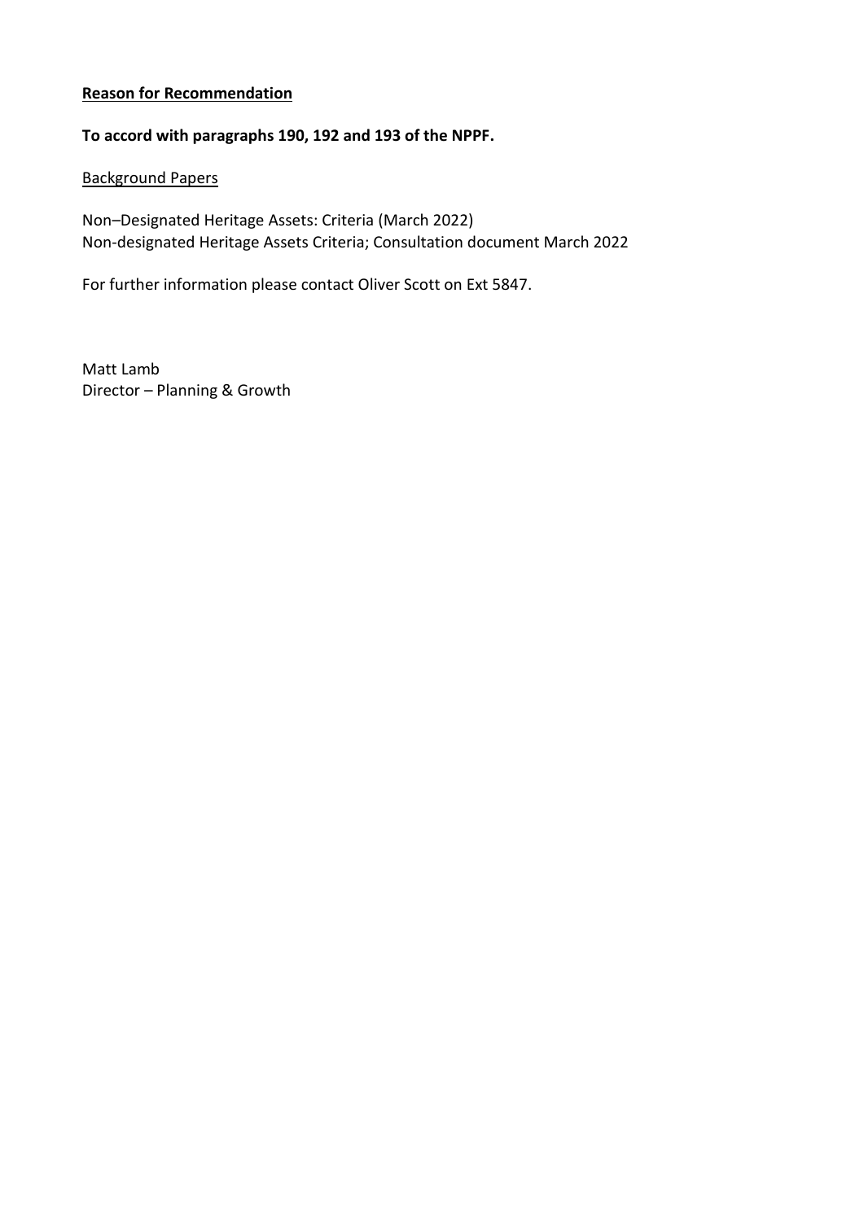**Reason for Recommendation**

**To accord with paragraphs 190, 192 and 193 of the NPPF.**

Background Papers

Non–Designated Heritage Assets: Criteria (March 2022)
Non-designated Heritage Assets Criteria; Consultation document March 2022

For further information please contact Oliver Scott on Ext 5847.

Matt Lamb
Director – Planning & Growth